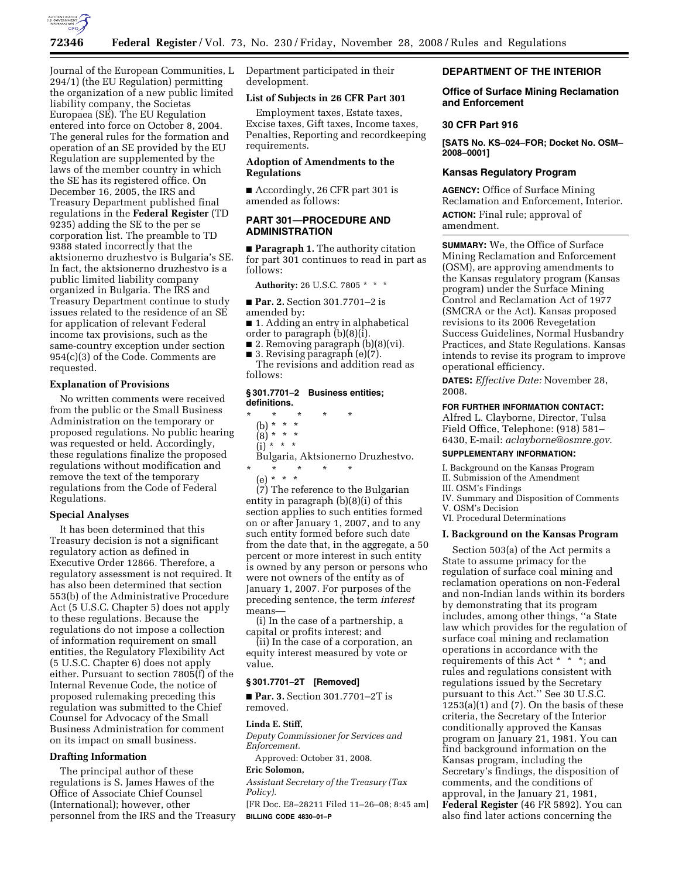Journal of the European Communities, L 294/1) (the EU Regulation) permitting the organization of a new public limited liability company, the Societas Europaea (SE). The EU Regulation entered into force on October 8, 2004. The general rules for the formation and operation of an SE provided by the EU Regulation are supplemented by the laws of the member country in which the SE has its registered office. On December 16, 2005, the IRS and Treasury Department published final regulations in the **Federal Register** (TD 9235) adding the SE to the per se corporation list. The preamble to TD 9388 stated incorrectly that the aktsionerno druzhestvo is Bulgaria's SE. In fact, the aktsionerno druzhestvo is a public limited liability company organized in Bulgaria. The IRS and Treasury Department continue to study issues related to the residence of an SE for application of relevant Federal income tax provisions, such as the same-country exception under section 954(c)(3) of the Code. Comments are requested.

### Explanation of Provisions

No written comments were received from the public or the Small Business Administration on the temporary or proposed regulations. No public hearing was requested or held. Accordingly, these regulations finalize the proposed regulations without modification and remove the text of the temporary regulations from the Code of Federal Regulations.

### Special Analyses

It has been determined that this Treasury decision is not a significant regulatory action as defined in Executive Order 12866. Therefore, a regulatory assessment is not required. It has also been determined that section 553(b) of the Administrative Procedure Act (5 U.S.C. Chapter 5) does not apply to these regulations. Because the regulations do not impose a collection of information requirement on small entities, the Regulatory Flexibility Act (5 U.S.C. Chapter 6) does not apply either. Pursuant to section 7805(f) of the Internal Revenue Code, the notice of proposed rulemaking preceding this regulation was submitted to the Chief Counsel for Advocacy of the Small Business Administration for comment on its impact on small business.

### Drafting Information

The principal author of these regulations is S. James Hawes of the Office of Associate Chief Counsel (International); however, other personnel from the IRS and the Treasury Department participated in their development.

### List of Subjects in 26 CFR Part 301

Employment taxes, Estate taxes, Excise taxes, Gift taxes, Income taxes, Penalties, Reporting and recordkeeping requirements.

### Adoption of Amendments to the Regulations

■ Accordingly, 26 CFR part 301 is amended as follows:

## PART 301—PROCEDURE AND ADMINISTRATION

■ **Paragraph 1.** The authority citation for part 301 continues to read in part as follows:

**Authority:** 26 U.S.C. 7805 * * *

■ **Par. 2.** Section 301.7701–2 is amended by:

■ 1. Adding an entry in alphabetical order to paragraph (b)(8)(i).

■ 2. Removing paragraph (b)(8)(vi).

■ 3. Revising paragraph (e)(7).

The revisions and addition read as follows:

### § 301.7701–2 Business entities; definitions.

\* \* \* \* \*

(b) * * *

(8) * * *

(i) * * *

Bulgaria, Aktsionerno Druzhestvo.

\* \* \* \* \*

(e) * * *

(7) The reference to the Bulgarian entity in paragraph (b)(8)(i) of this section applies to such entities formed on or after January 1, 2007, and to any such entity formed before such date from the date that, in the aggregate, a 50 percent or more interest in such entity is owned by any person or persons who were not owners of the entity as of January 1, 2007. For purposes of the preceding sentence, the term *interest* means—

(i) In the case of a partnership, a capital or profits interest; and

(ii) In the case of a corporation, an equity interest measured by vote or value.

### § 301.7701–2T [Removed]

■ **Par. 3.** Section 301.7701–2T is removed.

**Linda E. Stiff,**

*Deputy Commissioner for Services and Enforcement.*

Approved: October 31, 2008.

**Eric Solomon,**

*Assistant Secretary of the Treasury (Tax Policy).*

[FR Doc. E8–28211 Filed 11–26–08; 8:45 am]

**BILLING CODE 4830–01–P**

## DEPARTMENT OF THE INTERIOR

## Office of Surface Mining Reclamation and Enforcement

## 30 CFR Part 916

**[SATS No. KS–024–FOR; Docket No. OSM–2008–0001]**

## Kansas Regulatory Program

**AGENCY:** Office of Surface Mining Reclamation and Enforcement, Interior.

**ACTION:** Final rule; approval of amendment.

**SUMMARY:** We, the Office of Surface Mining Reclamation and Enforcement (OSM), are approving amendments to the Kansas regulatory program (Kansas program) under the Surface Mining Control and Reclamation Act of 1977 (SMCRA or the Act). Kansas proposed revisions to its 2006 Revegetation Success Guidelines, Normal Husbandry Practices, and State Regulations. Kansas intends to revise its program to improve operational efficiency.

**DATES:** *Effective Date:* November 28, 2008.

**FOR FURTHER INFORMATION CONTACT:** Alfred L. Clayborne, Director, Tulsa Field Office, Telephone: (918) 581–6430, E-mail: *aclayborne@osmre.gov*.

**SUPPLEMENTARY INFORMATION:**

I. Background on the Kansas Program
II. Submission of the Amendment
III. OSM's Findings
IV. Summary and Disposition of Comments
V. OSM's Decision
VI. Procedural Determinations

### I. Background on the Kansas Program

Section 503(a) of the Act permits a State to assume primacy for the regulation of surface coal mining and reclamation operations on non-Federal and non-Indian lands within its borders by demonstrating that its program includes, among other things, ''a State law which provides for the regulation of surface coal mining and reclamation operations in accordance with the requirements of this Act * * *; and rules and regulations consistent with regulations issued by the Secretary pursuant to this Act.'' See 30 U.S.C. 1253(a)(1) and (7). On the basis of these criteria, the Secretary of the Interior conditionally approved the Kansas program on January 21, 1981. You can find background information on the Kansas program, including the Secretary's findings, the disposition of comments, and the conditions of approval, in the January 21, 1981, **Federal Register** (46 FR 5892). You can also find later actions concerning the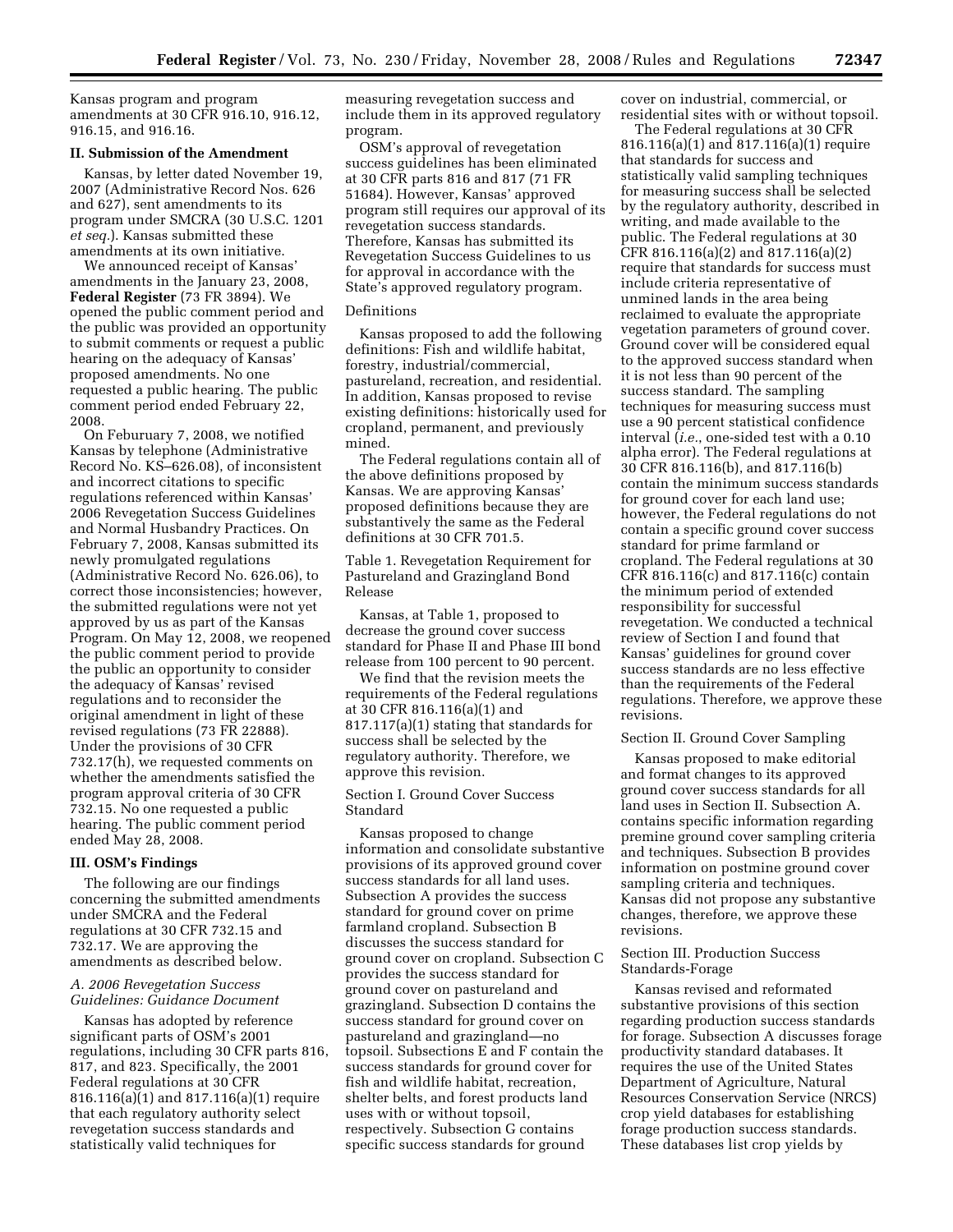Kansas program and program amendments at 30 CFR 916.10, 916.12, 916.15, and 916.16.

## II. Submission of the Amendment

Kansas, by letter dated November 19, 2007 (Administrative Record Nos. 626 and 627), sent amendments to its program under SMCRA (30 U.S.C. 1201 *et seq.*). Kansas submitted these amendments at its own initiative.

We announced receipt of Kansas' amendments in the January 23, 2008, **Federal Register** (73 FR 3894). We opened the public comment period and the public was provided an opportunity to submit comments or request a public hearing on the adequacy of Kansas' proposed amendments. No one requested a public hearing. The public comment period ended February 22, 2008.

On Feburuary 7, 2008, we notified Kansas by telephone (Administrative Record No. KS–626.08), of inconsistent and incorrect citations to specific regulations referenced within Kansas' 2006 Revegetation Success Guidelines and Normal Husbandry Practices. On February 7, 2008, Kansas submitted its newly promulgated regulations (Administrative Record No. 626.06), to correct those inconsistencies; however, the submitted regulations were not yet approved by us as part of the Kansas Program. On May 12, 2008, we reopened the public comment period to provide the public an opportunity to consider the adequacy of Kansas' revised regulations and to reconsider the original amendment in light of these revised regulations (73 FR 22888). Under the provisions of 30 CFR 732.17(h), we requested comments on whether the amendments satisfied the program approval criteria of 30 CFR 732.15. No one requested a public hearing. The public comment period ended May 28, 2008.

## III. OSM's Findings

The following are our findings concerning the submitted amendments under SMCRA and the Federal regulations at 30 CFR 732.15 and 732.17. We are approving the amendments as described below.

### *A. 2006 Revegetation Success Guidelines: Guidance Document*

Kansas has adopted by reference significant parts of OSM's 2001 regulations, including 30 CFR parts 816, 817, and 823. Specifically, the 2001 Federal regulations at 30 CFR 816.116(a)(1) and 817.116(a)(1) require that each regulatory authority select revegetation success standards and statistically valid techniques for measuring revegetation success and include them in its approved regulatory program.

OSM's approval of revegetation success guidelines has been eliminated at 30 CFR parts 816 and 817 (71 FR 51684). However, Kansas' approved program still requires our approval of its revegetation success standards. Therefore, Kansas has submitted its Revegetation Success Guidelines to us for approval in accordance with the State's approved regulatory program.

Definitions

Kansas proposed to add the following definitions: Fish and wildlife habitat, forestry, industrial/commercial, pastureland, recreation, and residential. In addition, Kansas proposed to revise existing definitions: historically used for cropland, permanent, and previously mined.

The Federal regulations contain all of the above definitions proposed by Kansas. We are approving Kansas' proposed definitions because they are substantively the same as the Federal definitions at 30 CFR 701.5.

Table 1. Revegetation Requirement for Pastureland and Grazingland Bond Release

Kansas, at Table 1, proposed to decrease the ground cover success standard for Phase II and Phase III bond release from 100 percent to 90 percent.

We find that the revision meets the requirements of the Federal regulations at 30 CFR 816.116(a)(1) and 817.117(a)(1) stating that standards for success shall be selected by the regulatory authority. Therefore, we approve this revision.

Section I. Ground Cover Success Standard

Kansas proposed to change information and consolidate substantive provisions of its approved ground cover success standards for all land uses. Subsection A provides the success standard for ground cover on prime farmland cropland. Subsection B discusses the success standard for ground cover on cropland. Subsection C provides the success standard for ground cover on pastureland and grazingland. Subsection D contains the success standard for ground cover on pastureland and grazingland—no topsoil. Subsections E and F contain the success standards for ground cover for fish and wildlife habitat, recreation, shelter belts, and forest products land uses with or without topsoil, respectively. Subsection G contains specific success standards for ground cover on industrial, commercial, or residential sites with or without topsoil.

The Federal regulations at 30 CFR 816.116(a)(1) and 817.116(a)(1) require that standards for success and statistically valid sampling techniques for measuring success shall be selected by the regulatory authority, described in writing, and made available to the public. The Federal regulations at 30 CFR 816.116(a)(2) and 817.116(a)(2) require that standards for success must include criteria representative of unmined lands in the area being reclaimed to evaluate the appropriate vegetation parameters of ground cover. Ground cover will be considered equal to the approved success standard when it is not less than 90 percent of the success standard. The sampling techniques for measuring success must use a 90 percent statistical confidence interval (*i.e.*, one-sided test with a 0.10 alpha error). The Federal regulations at 30 CFR 816.116(b), and 817.116(b) contain the minimum success standards for ground cover for each land use; however, the Federal regulations do not contain a specific ground cover success standard for prime farmland or cropland. The Federal regulations at 30 CFR 816.116(c) and 817.116(c) contain the minimum period of extended responsibility for successful revegetation. We conducted a technical review of Section I and found that Kansas' guidelines for ground cover success standards are no less effective than the requirements of the Federal regulations. Therefore, we approve these revisions.

Section II. Ground Cover Sampling

Kansas proposed to make editorial and format changes to its approved ground cover success standards for all land uses in Section II. Subsection A. contains specific information regarding premine ground cover sampling criteria and techniques. Subsection B provides information on postmine ground cover sampling criteria and techniques. Kansas did not propose any substantive changes, therefore, we approve these revisions.

Section III. Production Success Standards-Forage

Kansas revised and reformated substantive provisions of this section regarding production success standards for forage. Subsection A discusses forage productivity standard databases. It requires the use of the United States Department of Agriculture, Natural Resources Conservation Service (NRCS) crop yield databases for establishing forage production success standards. These databases list crop yields by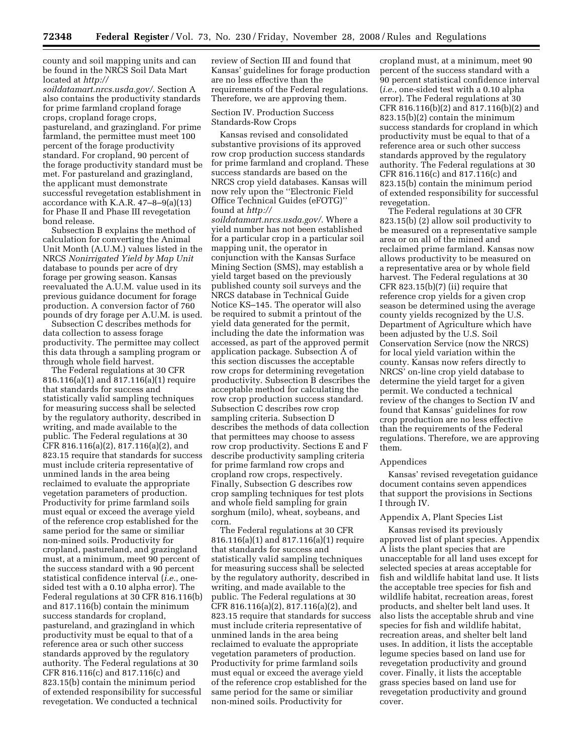county and soil mapping units and can be found in the NRCS Soil Data Mart located at *http://soildatamart.nrcs.usda.gov/*. Section A also contains the productivity standards for prime farmland cropland forage crops, cropland forage crops, pastureland, and grazingland. For prime farmland, the permittee must meet 100 percent of the forage productivity standard. For cropland, 90 percent of the forage productivity standard must be met. For pastureland and grazingland, the applicant must demonstrate successful revegetation establishment in accordance with K.A.R. 47–8–9(a)(13) for Phase II and Phase III revegetation bond release.

Subsection B explains the method of calculation for converting the Animal Unit Month (A.U.M.) values listed in the NRCS *Nonirrigated Yield by Map Unit* database to pounds per acre of dry forage per growing season. Kansas reevaluated the A.U.M. value used in its previous guidance document for forage production. A conversion factor of 760 pounds of dry forage per A.U.M. is used.

Subsection C describes methods for data collection to assess forage productivity. The permittee may collect this data through a sampling program or through whole field harvest.

The Federal regulations at 30 CFR 816.116(a)(1) and 817.116(a)(1) require that standards for success and statistically valid sampling techniques for measuring success shall be selected by the regulatory authority, described in writing, and made available to the public. The Federal regulations at 30 CFR 816.116(a)(2), 817.116(a)(2), and 823.15 require that standards for success must include criteria representative of unmined lands in the area being reclaimed to evaluate the appropriate vegetation parameters of production. Productivity for prime farmland soils must equal or exceed the average yield of the reference crop established for the same period for the same or similiar non-mined soils. Productivity for cropland, pastureland, and grazingland must, at a minimum, meet 90 percent of the success standard with a 90 percent statistical confidence interval (*i.e.*, one-sided test with a 0.10 alpha error). The Federal regulations at 30 CFR 816.116(b) and 817.116(b) contain the minimum success standards for cropland, pastureland, and grazingland in which productivity must be equal to that of a reference area or such other success standards approved by the regulatory authority. The Federal regulations at 30 CFR 816.116(c) and 817.116(c) and 823.15(b) contain the minimum period of extended responsibility for successful revegetation. We conducted a technical review of Section III and found that Kansas' guidelines for forage production are no less effective than the requirements of the Federal regulations. Therefore, we are approving them.

Section IV. Production Success Standards-Row Crops

Kansas revised and consolidated substantive provisions of its approved row crop production success standards for prime farmland and cropland. These success standards are based on the NRCS crop yield databases. Kansas will now rely upon the ''Electronic Field Office Technical Guides (eFOTG)'' found at *http://soildatamart.nrcs.usda.gov/*. Where a yield number has not been established for a particular crop in a particular soil mapping unit, the operator in conjunction with the Kansas Surface Mining Section (SMS), may establish a yield target based on the previously published county soil surveys and the NRCS database in Technical Guide Notice KS–145. The operator will also be required to submit a printout of the yield data generated for the permit, including the date the information was accessed, as part of the approved permit application package. Subsection A of this section discusses the acceptable row crops for determining revegetation productivity. Subsection B describes the acceptable method for calculating the row crop production success standard. Subsection C describes row crop sampling criteria. Subsection D describes the methods of data collection that permittees may choose to assess row crop productivity. Sections E and F describe productivity sampling criteria for prime farmland row crops and cropland row crops, respectively. Finally, Subsection G describes row crop sampling techniques for test plots and whole field sampling for grain sorghum (milo), wheat, soybeans, and corn.

The Federal regulations at 30 CFR 816.116(a)(1) and 817.116(a)(1) require that standards for success and statistically valid sampling techniques for measuring success shall be selected by the regulatory authority, described in writing, and made available to the public. The Federal regulations at 30 CFR 816.116(a)(2), 817.116(a)(2), and 823.15 require that standards for success must include criteria representative of unmined lands in the area being reclaimed to evaluate the appropriate vegetation parameters of production. Productivity for prime farmland soils must equal or exceed the average yield of the reference crop established for the same period for the same or similiar non-mined soils. Productivity for cropland must, at a minimum, meet 90 percent of the success standard with a 90 percent statistical confidence interval (*i.e.*, one-sided test with a 0.10 alpha error). The Federal regulations at 30 CFR 816.116(b)(2) and 817.116(b)(2) and 823.15(b)(2) contain the minimum success standards for cropland in which productivity must be equal to that of a reference area or such other success standards approved by the regulatory authority. The Federal regulations at 30 CFR 816.116(c) and 817.116(c) and 823.15(b) contain the minimum period of extended responsibility for successful revegetation.

The Federal regulations at 30 CFR 823.15(b) (2) allow soil productivity to be measured on a representative sample area or on all of the mined and reclaimed prime farmland. Kansas now allows productivity to be measured on a representative area or by whole field harvest. The Federal regulations at 30 CFR 823.15(b)(7) (ii) require that reference crop yields for a given crop season be determined using the average county yields recognized by the U.S. Department of Agriculture which have been adjusted by the U.S. Soil Conservation Service (now the NRCS) for local yield variation within the county. Kansas now refers directly to NRCS' on-line crop yield database to determine the yield target for a given permit. We conducted a technical review of the changes to Section IV and found that Kansas' guidelines for row crop production are no less effective than the requirements of the Federal regulations. Therefore, we are approving them.

Appendices

Kansas' revised revegetation guidance document contains seven appendices that support the provisions in Sections I through IV.

Appendix A, Plant Species List

Kansas revised its previously approved list of plant species. Appendix A lists the plant species that are unacceptable for all land uses except for selected species at areas acceptable for fish and wildlife habitat land use. It lists the acceptable tree species for fish and wildlife habitat, recreation areas, forest products, and shelter belt land uses. It also lists the acceptable shrub and vine species for fish and wildlife habitat, recreation areas, and shelter belt land uses. In addition, it lists the acceptable legume species based on land use for revegetation productivity and ground cover. Finally, it lists the acceptable grass species based on land use for revegetation productivity and ground cover.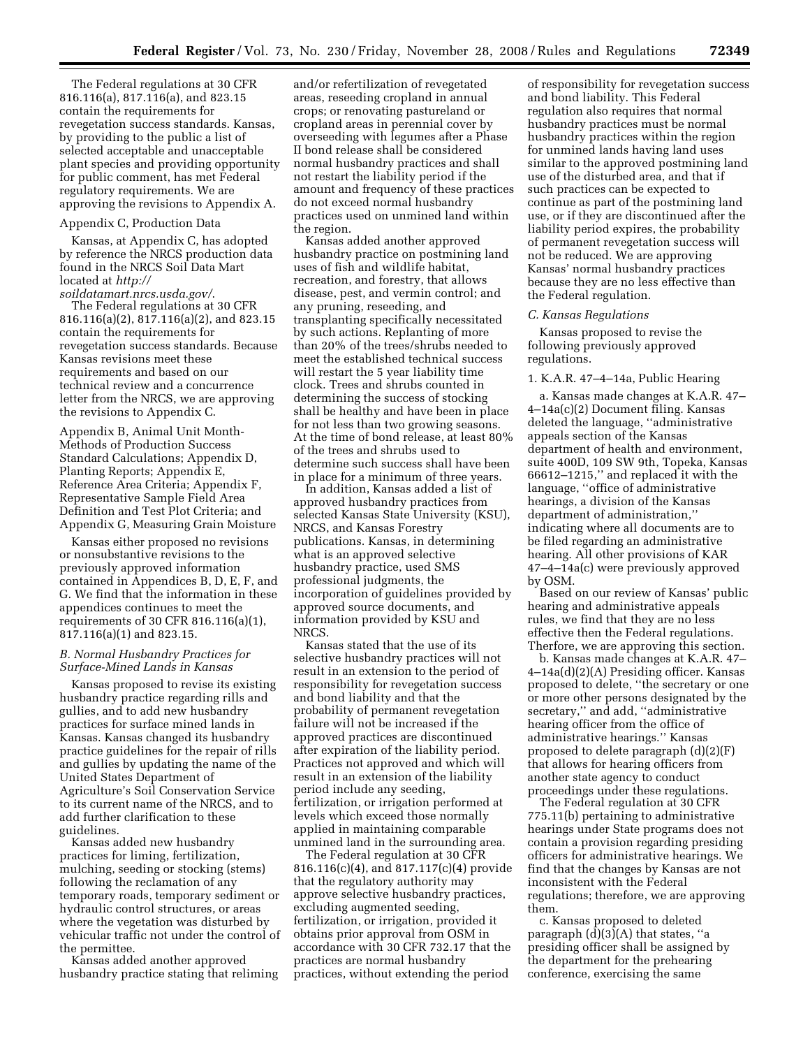The Federal regulations at 30 CFR 816.116(a), 817.116(a), and 823.15 contain the requirements for revegetation success standards. Kansas, by providing to the public a list of selected acceptable and unacceptable plant species and providing opportunity for public comment, has met Federal regulatory requirements. We are approving the revisions to Appendix A.

Appendix C, Production Data

Kansas, at Appendix C, has adopted by reference the NRCS production data found in the NRCS Soil Data Mart located at *http://soildatamart.nrcs.usda.gov/*.

The Federal regulations at 30 CFR 816.116(a)(2), 817.116(a)(2), and 823.15 contain the requirements for revegetation success standards. Because Kansas revisions meet these requirements and based on our technical review and a concurrence letter from the NRCS, we are approving the revisions to Appendix C.

Appendix B, Animal Unit Month-Methods of Production Success Standard Calculations; Appendix D, Planting Reports; Appendix E, Reference Area Criteria; Appendix F, Representative Sample Field Area Definition and Test Plot Criteria; and Appendix G, Measuring Grain Moisture

Kansas either proposed no revisions or nonsubstantive revisions to the previously approved information contained in Appendices B, D, E, F, and G. We find that the information in these appendices continues to meet the requirements of 30 CFR 816.116(a)(1), 817.116(a)(1) and 823.15.

### *B. Normal Husbandry Practices for Surface-Mined Lands in Kansas*

Kansas proposed to revise its existing husbandry practice regarding rills and gullies, and to add new husbandry practices for surface mined lands in Kansas. Kansas changed its husbandry practice guidelines for the repair of rills and gullies by updating the name of the United States Department of Agriculture's Soil Conservation Service to its current name of the NRCS, and to add further clarification to these guidelines.

Kansas added new husbandry practices for liming, fertilization, mulching, seeding or stocking (stems) following the reclamation of any temporary roads, temporary sediment or hydraulic control structures, or areas where the vegetation was disturbed by vehicular traffic not under the control of the permittee.

Kansas added another approved husbandry practice stating that reliming and/or refertilization of revegetated areas, reseeding cropland in annual crops; or renovating pastureland or cropland areas in perennial cover by overseeding with legumes after a Phase II bond release shall be considered normal husbandry practices and shall not restart the liability period if the amount and frequency of these practices do not exceed normal husbandry practices used on unmined land within the region.

Kansas added another approved husbandry practice on postmining land uses of fish and wildlife habitat, recreation, and forestry, that allows disease, pest, and vermin control; and any pruning, reseeding, and transplanting specifically necessitated by such actions. Replanting of more than 20% of the trees/shrubs needed to meet the established technical success will restart the 5 year liability time clock. Trees and shrubs counted in determining the success of stocking shall be healthy and have been in place for not less than two growing seasons. At the time of bond release, at least 80% of the trees and shrubs used to determine such success shall have been in place for a minimum of three years.

In addition, Kansas added a list of approved husbandry practices from selected Kansas State University (KSU), NRCS, and Kansas Forestry publications. Kansas, in determining what is an approved selective husbandry practice, used SMS professional judgments, the incorporation of guidelines provided by approved source documents, and information provided by KSU and NRCS.

Kansas stated that the use of its selective husbandry practices will not result in an extension to the period of responsibility for revegetation success and bond liability and that the probability of permanent revegetation failure will not be increased if the approved practices are discontinued after expiration of the liability period. Practices not approved and which will result in an extension of the liability period include any seeding, fertilization, or irrigation performed at levels which exceed those normally applied in maintaining comparable unmined land in the surrounding area.

The Federal regulation at 30 CFR 816.116(c)(4), and 817.117(c)(4) provide that the regulatory authority may approve selective husbandry practices, excluding augmented seeding, fertilization, or irrigation, provided it obtains prior approval from OSM in accordance with 30 CFR 732.17 that the practices are normal husbandry practices, without extending the period of responsibility for revegetation success and bond liability. This Federal regulation also requires that normal husbandry practices must be normal husbandry practices within the region for unmined lands having land uses similar to the approved postmining land use of the disturbed area, and that if such practices can be expected to continue as part of the postmining land use, or if they are discontinued after the liability period expires, the probability of permanent revegetation success will not be reduced. We are approving Kansas' normal husbandry practices because they are no less effective than the Federal regulation.

### *C. Kansas Regulations*

Kansas proposed to revise the following previously approved regulations.

1. K.A.R. 47–4–14a, Public Hearing

a. Kansas made changes at K.A.R. 47–4–14a(c)(2) Document filing. Kansas deleted the language, ''administrative appeals section of the Kansas department of health and environment, suite 400D, 109 SW 9th, Topeka, Kansas 66612–1215,'' and replaced it with the language, ''office of administrative hearings, a division of the Kansas department of administration,'' indicating where all documents are to be filed regarding an administrative hearing. All other provisions of KAR 47–4–14a(c) were previously approved by OSM.

Based on our review of Kansas' public hearing and administrative appeals rules, we find that they are no less effective then the Federal regulations. Therfore, we are approving this section.

b. Kansas made changes at K.A.R. 47–4–14a(d)(2)(A) Presiding officer. Kansas proposed to delete, ''the secretary or one or more other persons designated by the secretary,'' and add, ''administrative hearing officer from the office of administrative hearings.'' Kansas proposed to delete paragraph (d)(2)(F) that allows for hearing officers from another state agency to conduct proceedings under these regulations.

The Federal regulation at 30 CFR 775.11(b) pertaining to administrative hearings under State programs does not contain a provision regarding presiding officers for administrative hearings. We find that the changes by Kansas are not inconsistent with the Federal regulations; therefore, we are approving them.

c. Kansas proposed to deleted paragraph (d)(3)(A) that states, ''a presiding officer shall be assigned by the department for the prehearing conference, exercising the same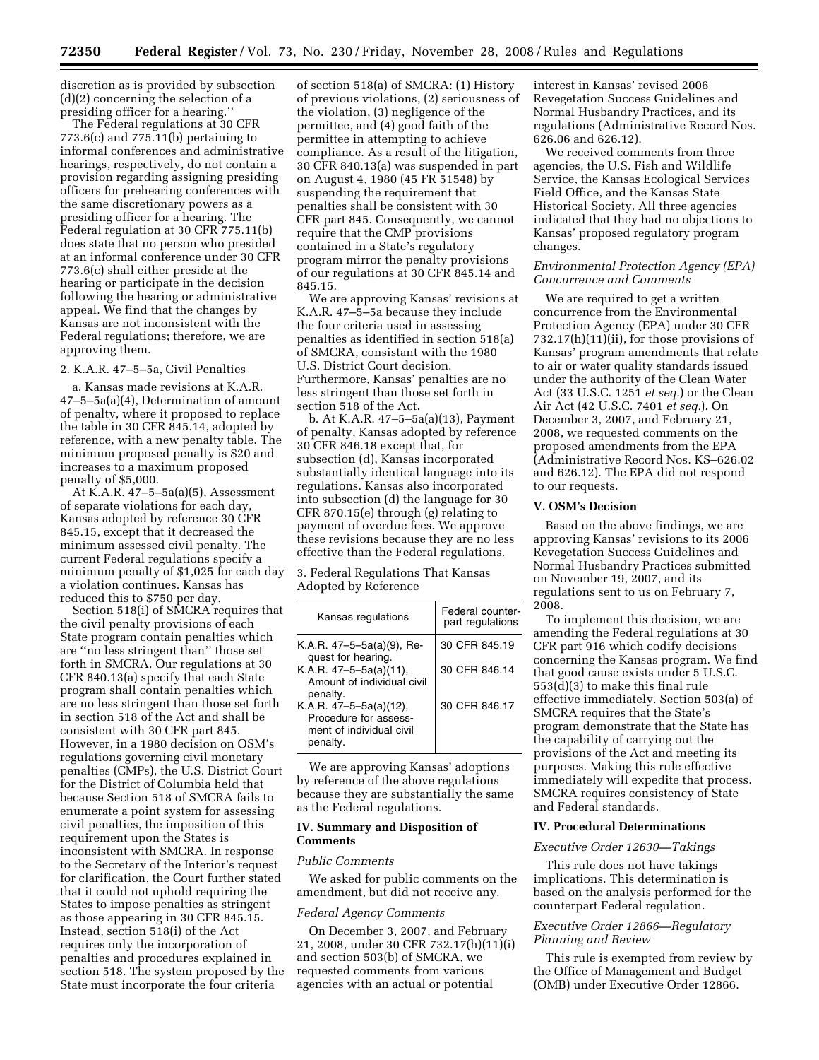discretion as is provided by subsection (d)(2) concerning the selection of a presiding officer for a hearing.''

The Federal regulations at 30 CFR 773.6(c) and 775.11(b) pertaining to informal conferences and administrative hearings, respectively, do not contain a provision regarding assigning presiding officers for prehearing conferences with the same discretionary powers as a presiding officer for a hearing. The Federal regulation at 30 CFR 775.11(b) does state that no person who presided at an informal conference under 30 CFR 773.6(c) shall either preside at the hearing or participate in the decision following the hearing or administrative appeal. We find that the changes by Kansas are not inconsistent with the Federal regulations; therefore, we are approving them.

2. K.A.R. 47–5–5a, Civil Penalties

a. Kansas made revisions at K.A.R. 47–5–5a(a)(4), Determination of amount of penalty, where it proposed to replace the table in 30 CFR 845.14, adopted by reference, with a new penalty table. The minimum proposed penalty is $20 and increases to a maximum proposed penalty of $5,000.

At K.A.R. 47–5–5a(a)(5), Assessment of separate violations for each day, Kansas adopted by reference 30 CFR 845.15, except that it decreased the minimum assessed civil penalty. The current Federal regulations specify a minimum penalty of $1,025 for each day a violation continues. Kansas has reduced this to $750 per day.

Section 518(i) of SMCRA requires that the civil penalty provisions of each State program contain penalties which are ''no less stringent than'' those set forth in SMCRA. Our regulations at 30 CFR 840.13(a) specify that each State program shall contain penalties which are no less stringent than those set forth in section 518 of the Act and shall be consistent with 30 CFR part 845. However, in a 1980 decision on OSM's regulations governing civil monetary penalties (CMPs), the U.S. District Court for the District of Columbia held that because Section 518 of SMCRA fails to enumerate a point system for assessing civil penalties, the imposition of this requirement upon the States is inconsistent with SMCRA. In response to the Secretary of the Interior's request for clarification, the Court further stated that it could not uphold requiring the States to impose penalties as stringent as those appearing in 30 CFR 845.15. Instead, section 518(i) of the Act requires only the incorporation of penalties and procedures explained in section 518. The system proposed by the State must incorporate the four criteria of section 518(a) of SMCRA: (1) History of previous violations, (2) seriousness of the violation, (3) negligence of the permittee, and (4) good faith of the permittee in attempting to achieve compliance. As a result of the litigation, 30 CFR 840.13(a) was suspended in part on August 4, 1980 (45 FR 51548) by suspending the requirement that penalties shall be consistent with 30 CFR part 845. Consequently, we cannot require that the CMP provisions contained in a State's regulatory program mirror the penalty provisions of our regulations at 30 CFR 845.14 and 845.15.

We are approving Kansas' revisions at K.A.R. 47–5–5a because they include the four criteria used in assessing penalties as identified in section 518(a) of SMCRA, consistant with the 1980 U.S. District Court decision. Furthermore, Kansas' penalties are no less stringent than those set forth in section 518 of the Act.

b. At K.A.R. 47–5–5a(a)(13), Payment of penalty, Kansas adopted by reference 30 CFR 846.18 except that, for subsection (d), Kansas incorporated substantially identical language into its regulations. Kansas also incorporated into subsection (d) the language for 30 CFR 870.15(e) through (g) relating to payment of overdue fees. We approve these revisions because they are no less effective than the Federal regulations.

3. Federal Regulations That Kansas Adopted by Reference

| Kansas regulations | Federal counterpart regulations |
|---|---|
| K.A.R. 47–5–5a(a)(9), Request for hearing. | 30 CFR 845.19 |
| K.A.R. 47–5–5a(a)(11), Amount of individual civil penalty. | 30 CFR 846.14 |
| K.A.R. 47–5–5a(a)(12), Procedure for assessment of individual civil penalty. | 30 CFR 846.17 |

We are approving Kansas' adoptions by reference of the above regulations because they are substantially the same as the Federal regulations.

## IV. Summary and Disposition of Comments

*Public Comments*

We asked for public comments on the amendment, but did not receive any.

*Federal Agency Comments*

On December 3, 2007, and February 21, 2008, under 30 CFR 732.17(h)(11)(i) and section 503(b) of SMCRA, we requested comments from various agencies with an actual or potential interest in Kansas' revised 2006 Revegetation Success Guidelines and Normal Husbandry Practices, and its regulations (Administrative Record Nos. 626.06 and 626.12).

We received comments from three agencies, the U.S. Fish and Wildlife Service, the Kansas Ecological Services Field Office, and the Kansas State Historical Society. All three agencies indicated that they had no objections to Kansas' proposed regulatory program changes.

*Environmental Protection Agency (EPA) Concurrence and Comments*

We are required to get a written concurrence from the Environmental Protection Agency (EPA) under 30 CFR 732.17(h)(11)(ii), for those provisions of Kansas' program amendments that relate to air or water quality standards issued under the authority of the Clean Water Act (33 U.S.C. 1251 *et seq.*) or the Clean Air Act (42 U.S.C. 7401 *et seq.*). On December 3, 2007, and February 21, 2008, we requested comments on the proposed amendments from the EPA (Administrative Record Nos. KS–626.02 and 626.12). The EPA did not respond to our requests.

## V. OSM's Decision

Based on the above findings, we are approving Kansas' revisions to its 2006 Revegetation Success Guidelines and Normal Husbandry Practices submitted on November 19, 2007, and its regulations sent to us on February 7, 2008.

To implement this decision, we are amending the Federal regulations at 30 CFR part 916 which codify decisions concerning the Kansas program. We find that good cause exists under 5 U.S.C. 553(d)(3) to make this final rule effective immediately. Section 503(a) of SMCRA requires that the State's program demonstrate that the State has the capability of carrying out the provisions of the Act and meeting its purposes. Making this rule effective immediately will expedite that process. SMCRA requires consistency of State and Federal standards.

## IV. Procedural Determinations

*Executive Order 12630—Takings*

This rule does not have takings implications. This determination is based on the analysis performed for the counterpart Federal regulation.

*Executive Order 12866—Regulatory Planning and Review*

This rule is exempted from review by the Office of Management and Budget (OMB) under Executive Order 12866.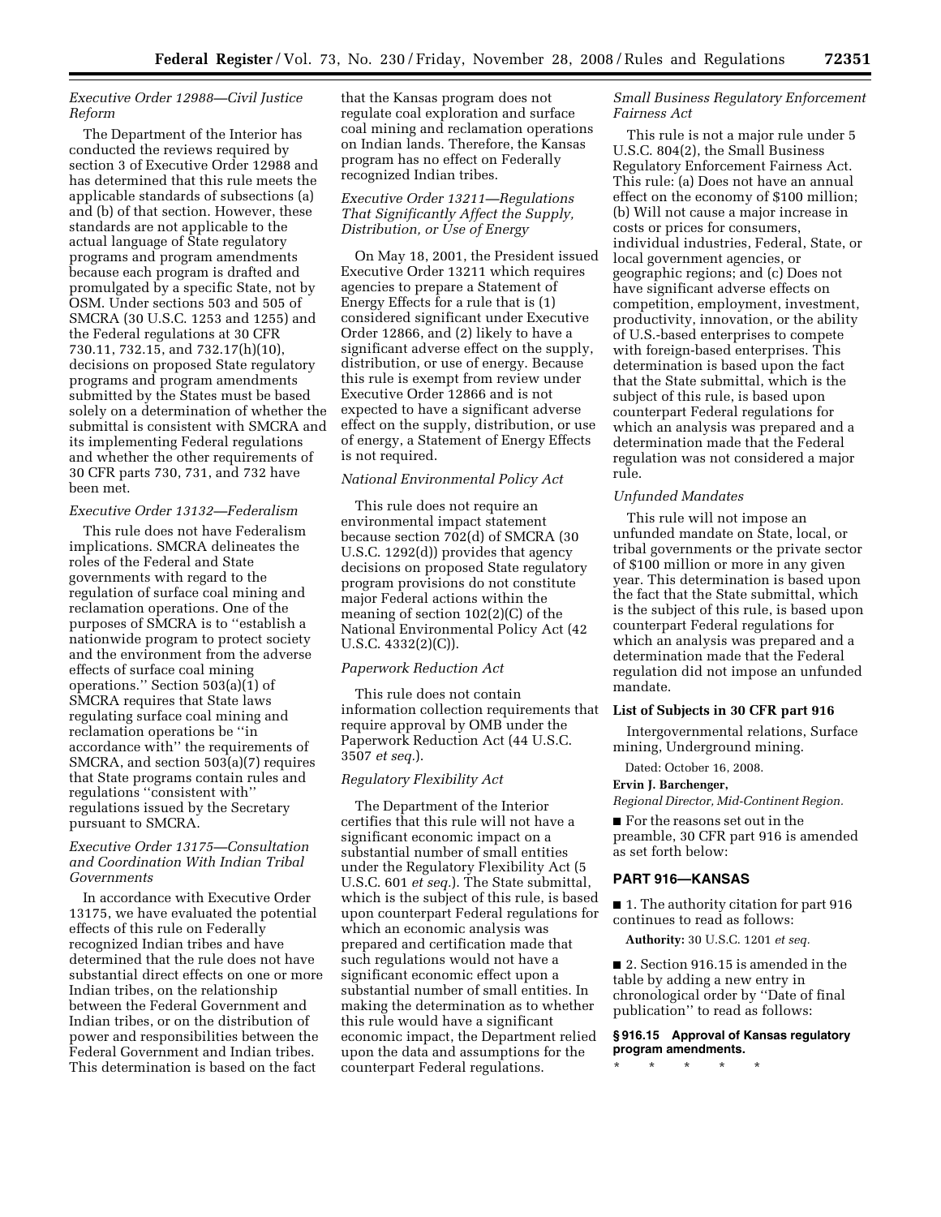*Executive Order 12988—Civil Justice Reform*

The Department of the Interior has conducted the reviews required by section 3 of Executive Order 12988 and has determined that this rule meets the applicable standards of subsections (a) and (b) of that section. However, these standards are not applicable to the actual language of State regulatory programs and program amendments because each program is drafted and promulgated by a specific State, not by OSM. Under sections 503 and 505 of SMCRA (30 U.S.C. 1253 and 1255) and the Federal regulations at 30 CFR 730.11, 732.15, and 732.17(h)(10), decisions on proposed State regulatory programs and program amendments submitted by the States must be based solely on a determination of whether the submittal is consistent with SMCRA and its implementing Federal regulations and whether the other requirements of 30 CFR parts 730, 731, and 732 have been met.

*Executive Order 13132—Federalism*

This rule does not have Federalism implications. SMCRA delineates the roles of the Federal and State governments with regard to the regulation of surface coal mining and reclamation operations. One of the purposes of SMCRA is to ''establish a nationwide program to protect society and the environment from the adverse effects of surface coal mining operations.'' Section 503(a)(1) of SMCRA requires that State laws regulating surface coal mining and reclamation operations be ''in accordance with'' the requirements of SMCRA, and section 503(a)(7) requires that State programs contain rules and regulations ''consistent with'' regulations issued by the Secretary pursuant to SMCRA.

*Executive Order 13175—Consultation and Coordination With Indian Tribal Governments*

In accordance with Executive Order 13175, we have evaluated the potential effects of this rule on Federally recognized Indian tribes and have determined that the rule does not have substantial direct effects on one or more Indian tribes, on the relationship between the Federal Government and Indian tribes, or on the distribution of power and responsibilities between the Federal Government and Indian tribes. This determination is based on the fact that the Kansas program does not regulate coal exploration and surface coal mining and reclamation operations on Indian lands. Therefore, the Kansas program has no effect on Federally recognized Indian tribes.

*Executive Order 13211—Regulations That Significantly Affect the Supply, Distribution, or Use of Energy*

On May 18, 2001, the President issued Executive Order 13211 which requires agencies to prepare a Statement of Energy Effects for a rule that is (1) considered significant under Executive Order 12866, and (2) likely to have a significant adverse effect on the supply, distribution, or use of energy. Because this rule is exempt from review under Executive Order 12866 and is not expected to have a significant adverse effect on the supply, distribution, or use of energy, a Statement of Energy Effects is not required.

*National Environmental Policy Act*

This rule does not require an environmental impact statement because section 702(d) of SMCRA (30 U.S.C. 1292(d)) provides that agency decisions on proposed State regulatory program provisions do not constitute major Federal actions within the meaning of section 102(2)(C) of the National Environmental Policy Act (42 U.S.C. 4332(2)(C)).

*Paperwork Reduction Act*

This rule does not contain information collection requirements that require approval by OMB under the Paperwork Reduction Act (44 U.S.C. 3507 *et seq.*).

*Regulatory Flexibility Act*

The Department of the Interior certifies that this rule will not have a significant economic impact on a substantial number of small entities under the Regulatory Flexibility Act (5 U.S.C. 601 *et seq.*). The State submittal, which is the subject of this rule, is based upon counterpart Federal regulations for which an economic analysis was prepared and certification made that such regulations would not have a significant economic effect upon a substantial number of small entities. In making the determination as to whether this rule would have a significant economic impact, the Department relied upon the data and assumptions for the counterpart Federal regulations.

*Small Business Regulatory Enforcement Fairness Act*

This rule is not a major rule under 5 U.S.C. 804(2), the Small Business Regulatory Enforcement Fairness Act. This rule: (a) Does not have an annual effect on the economy of $100 million; (b) Will not cause a major increase in costs or prices for consumers, individual industries, Federal, State, or local government agencies, or geographic regions; and (c) Does not have significant adverse effects on competition, employment, investment, productivity, innovation, or the ability of U.S.-based enterprises to compete with foreign-based enterprises. This determination is based upon the fact that the State submittal, which is the subject of this rule, is based upon counterpart Federal regulations for which an analysis was prepared and a determination made that the Federal regulation was not considered a major rule.

*Unfunded Mandates*

This rule will not impose an unfunded mandate on State, local, or tribal governments or the private sector of $100 million or more in any given year. This determination is based upon the fact that the State submittal, which is the subject of this rule, is based upon counterpart Federal regulations for which an analysis was prepared and a determination made that the Federal regulation did not impose an unfunded mandate.

**List of Subjects in 30 CFR part 916**

Intergovernmental relations, Surface mining, Underground mining.

Dated: October 16, 2008.

**Ervin J. Barchenger,**

*Regional Director, Mid-Continent Region.*

■ For the reasons set out in the preamble, 30 CFR part 916 is amended as set forth below:

## PART 916—KANSAS

■ 1. The authority citation for part 916 continues to read as follows:

**Authority:** 30 U.S.C. 1201 *et seq.*

■ 2. Section 916.15 is amended in the table by adding a new entry in chronological order by ''Date of final publication'' to read as follows:

**§ 916.15 Approval of Kansas regulatory program amendments.**

\* \* \* \* \*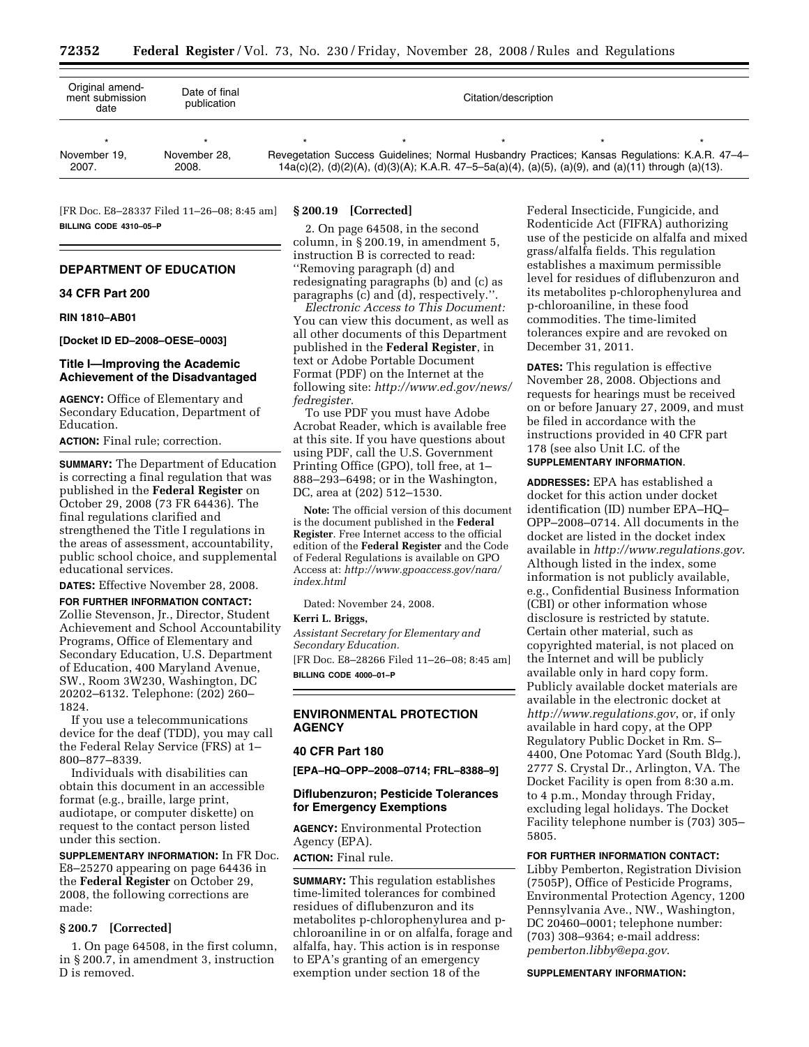| Original amendment submission date | Date of final publication | Citation/description |
| --- | --- | --- |
| * | * | * * * * * |
| November 19, 2007. | November 28, 2008. | Revegetation Success Guidelines; Normal Husbandry Practices; Kansas Regulations: K.A.R. 47–4–14a(c)(2), (d)(2)(A), (d)(3)(A); K.A.R. 47–5–5a(a)(4), (a)(5), (a)(9), and (a)(11) through (a)(13). |

[FR Doc. E8–28337 Filed 11–26–08; 8:45 am]

**BILLING CODE 4310–05–P**

## DEPARTMENT OF EDUCATION

### 34 CFR Part 200

**RIN 1810–AB01**

**[Docket ID ED–2008–OESE–0003]**

### Title I—Improving the Academic Achievement of the Disadvantaged

**AGENCY:** Office of Elementary and Secondary Education, Department of Education.

**ACTION:** Final rule; correction.

**SUMMARY:** The Department of Education is correcting a final regulation that was published in the **Federal Register** on October 29, 2008 (73 FR 64436). The final regulations clarified and strengthened the Title I regulations in the areas of assessment, accountability, public school choice, and supplemental educational services.

**DATES:** Effective November 28, 2008.

**FOR FURTHER INFORMATION CONTACT:** Zollie Stevenson, Jr., Director, Student Achievement and School Accountability Programs, Office of Elementary and Secondary Education, U.S. Department of Education, 400 Maryland Avenue, SW., Room 3W230, Washington, DC 20202–6132. Telephone: (202) 260–1824.

If you use a telecommunications device for the deaf (TDD), you may call the Federal Relay Service (FRS) at 1–800–877–8339.

Individuals with disabilities can obtain this document in an accessible format (e.g., braille, large print, audiotape, or computer diskette) on request to the contact person listed under this section.

**SUPPLEMENTARY INFORMATION:** In FR Doc. E8–25270 appearing on page 64436 in the **Federal Register** on October 29, 2008, the following corrections are made:

**§ 200.7 [Corrected]**

1. On page 64508, in the first column, in § 200.7, in amendment 3, instruction D is removed.

**§ 200.19 [Corrected]**

2. On page 64508, in the second column, in § 200.19, in amendment 5, instruction B is corrected to read: ''Removing paragraph (d) and redesignating paragraphs (b) and (c) as paragraphs (c) and (d), respectively.''.

*Electronic Access to This Document:* You can view this document, as well as all other documents of this Department published in the **Federal Register**, in text or Adobe Portable Document Format (PDF) on the Internet at the following site: *http://www.ed.gov/news/fedregister.*

To use PDF you must have Adobe Acrobat Reader, which is available free at this site. If you have questions about using PDF, call the U.S. Government Printing Office (GPO), toll free, at 1–888–293–6498; or in the Washington, DC, area at (202) 512–1530.

**Note:** The official version of this document is the document published in the **Federal Register**. Free Internet access to the official edition of the **Federal Register** and the Code of Federal Regulations is available on GPO Access at: *http://www.gpoaccess.gov/nara/index.html*

Dated: November 24, 2008.

**Kerri L. Briggs,**

*Assistant Secretary for Elementary and Secondary Education.*

[FR Doc. E8–28266 Filed 11–26–08; 8:45 am]

**BILLING CODE 4000–01–P**

## ENVIRONMENTAL PROTECTION AGENCY

### 40 CFR Part 180

**[EPA–HQ–OPP–2008–0714; FRL–8388–9]**

### Diflubenzuron; Pesticide Tolerances for Emergency Exemptions

**AGENCY:** Environmental Protection Agency (EPA).

**ACTION:** Final rule.

**SUMMARY:** This regulation establishes time-limited tolerances for combined residues of diflubenzuron and its metabolites p-chlorophenylurea and p-chloroaniline in or on alfalfa, forage and alfalfa, hay. This action is in response to EPA's granting of an emergency exemption under section 18 of the Federal Insecticide, Fungicide, and Rodenticide Act (FIFRA) authorizing use of the pesticide on alfalfa and mixed grass/alfalfa fields. This regulation establishes a maximum permissible level for residues of diflubenzuron and its metabolites p-chlorophenylurea and p-chloroaniline, in these food commodities. The time-limited tolerances expire and are revoked on December 31, 2011.

**DATES:** This regulation is effective November 28, 2008. Objections and requests for hearings must be received on or before January 27, 2009, and must be filed in accordance with the instructions provided in 40 CFR part 178 (see also Unit I.C. of the **SUPPLEMENTARY INFORMATION**.

**ADDRESSES:** EPA has established a docket for this action under docket identification (ID) number EPA–HQ–OPP–2008–0714. All documents in the docket are listed in the docket index available in *http://www.regulations.gov*. Although listed in the index, some information is not publicly available, e.g., Confidential Business Information (CBI) or other information whose disclosure is restricted by statute. Certain other material, such as copyrighted material, is not placed on the Internet and will be publicly available only in hard copy form. Publicly available docket materials are available in the electronic docket at *http://www.regulations.gov*, or, if only available in hard copy, at the OPP Regulatory Public Docket in Rm. S–4400, One Potomac Yard (South Bldg.), 2777 S. Crystal Dr., Arlington, VA. The Docket Facility is open from 8:30 a.m. to 4 p.m., Monday through Friday, excluding legal holidays. The Docket Facility telephone number is (703) 305–5805.

**FOR FURTHER INFORMATION CONTACT:** Libby Pemberton, Registration Division (7505P), Office of Pesticide Programs, Environmental Protection Agency, 1200 Pennsylvania Ave., NW., Washington, DC 20460–0001; telephone number: (703) 308–9364; e-mail address: *pemberton.libby@epa.gov*.

**SUPPLEMENTARY INFORMATION:**